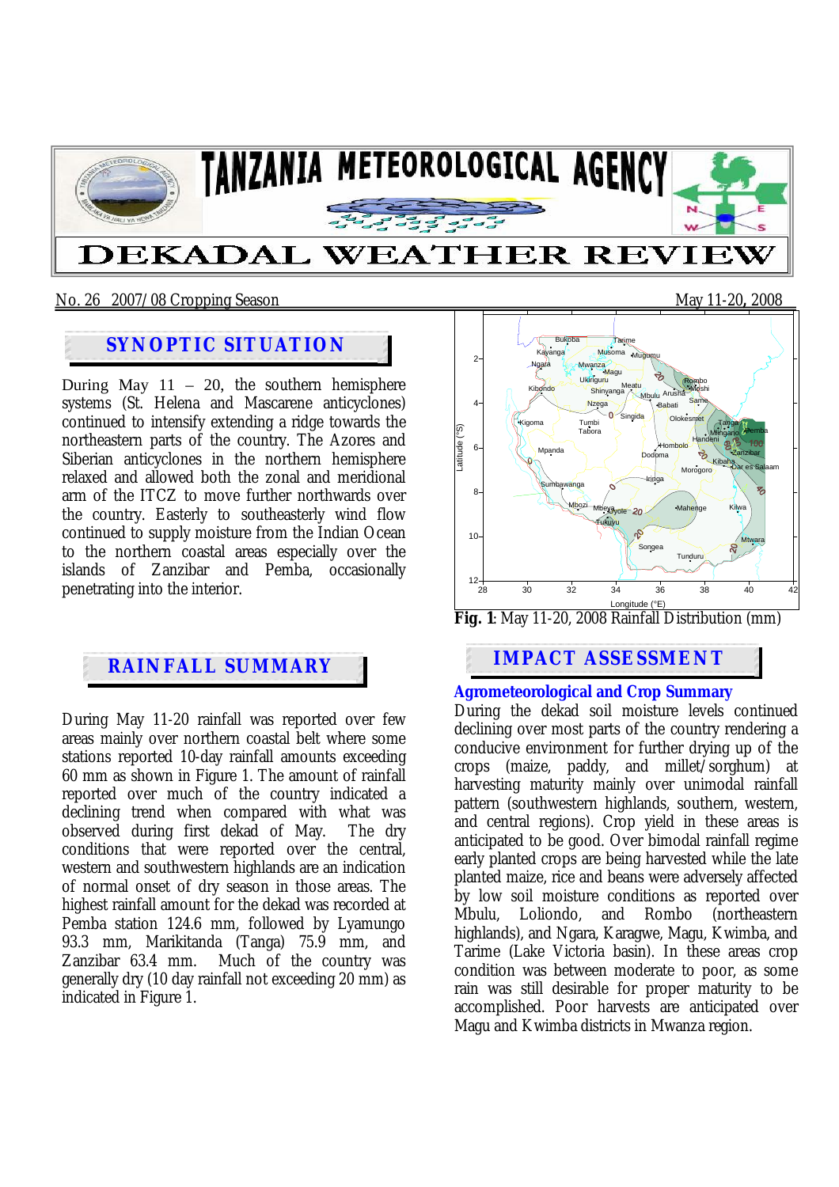# TANZANIA METEOROLOGICAL AGENCY

# DEKADAL WEATHER REVIEW

No. 26 2007/08 Cropping Season — May 11-20, 2008

## SYNOPTIC SITUATION

During May 11 – 20, the southern hemisphere systems (St. Helena and Mascarene anticyclones) continued to intensify extending a ridge towards the northeastern parts of the country. The Azores and Siberian anticyclones in the northern hemisphere relaxed and allowed both the zonal and meridional arm of the ITCZ to move further northwards over the country. Easterly to southeasterly wind flow continued to supply moisture from the Indian Ocean to the northern coastal areas especially over the islands of Zanzibar and Pemba, occasionally penetrating into the interior.

## RAINFALL SUMMARY

During May 11-20 rainfall was reported over few areas mainly over northern coastal belt where some stations reported 10-day rainfall amounts exceeding 60 mm as shown in Figure 1. The amount of rainfall reported over much of the country indicated a declining trend when compared with what was observed during first dekad of May. The dry conditions that were reported over the central, western and southwestern highlands are an indication of normal onset of dry season in those areas. The highest rainfall amount for the dekad was recorded at Pemba station 124.6 mm, followed by Lyamungo 93.3 mm, Marikitanda (Tanga) 75.9 mm, and Zanzibar 63.4 mm. Much of the country was generally dry (10 day rainfall not exceeding 20 mm) as indicated in Figure 1.

**Fig. 1**: May 11-20, 2008 Rainfall Distribution (mm)

## IMPACT ASSESSMENT

### Agrometeorological and Crop Summary

During the dekad soil moisture levels continued declining over most parts of the country rendering a conducive environment for further drying up of the crops (maize, paddy, and millet/sorghum) at harvesting maturity mainly over unimodal rainfall pattern (southwestern highlands, southern, western, and central regions). Crop yield in these areas is anticipated to be good. Over bimodal rainfall regime early planted crops are being harvested while the late planted maize, rice and beans were adversely affected by low soil moisture conditions as reported over Mbulu, Loliondo, and Rombo (northeastern highlands), and Ngara, Karagwe, Magu, Kwimba, and Tarime (Lake Victoria basin). In these areas crop condition was between moderate to poor, as some rain was still desirable for proper maturity to be accomplished. Poor harvests are anticipated over Magu and Kwimba districts in Mwanza region.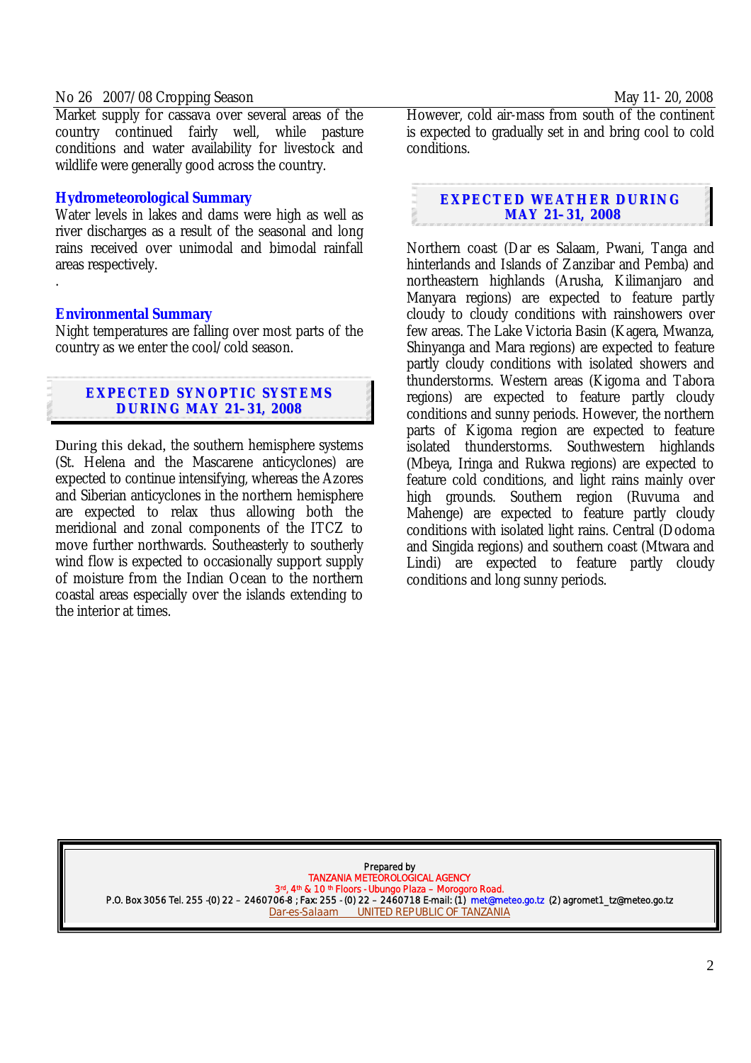Market supply for cassava over several areas of the country continued fairly well, while pasture conditions and water availability for livestock and wildlife were generally good across the country.

## Hydrometeorological Summary

Water levels in lakes and dams were high as well as river discharges as a result of the seasonal and long rains received over unimodal and bimodal rainfall areas respectively.

.

## Environmental Summary

Night temperatures are falling over most parts of the country as we enter the cool/cold season.

## EXPECTED SYNOPTIC SYSTEMS DURING MAY 21-31, 2008

During this dekad, the southern hemisphere systems (St. Helena and the Mascarene anticyclones) are expected to continue intensifying, whereas the Azores and Siberian anticyclones in the northern hemisphere are expected to relax thus allowing both the meridional and zonal components of the ITCZ to move further northwards. Southeasterly to southerly wind flow is expected to occasionally support supply of moisture from the Indian Ocean to the northern coastal areas especially over the islands extending to the interior at times. However, cold air-mass from south of the continent is expected to gradually set in and bring cool to cold conditions.

## EXPECTED WEATHER DURING MAY 21-31, 2008

Northern coast (Dar es Salaam, Pwani, Tanga and hinterlands and Islands of Zanzibar and Pemba) and northeastern highlands (Arusha, Kilimanjaro and Manyara regions) are expected to feature partly cloudy to cloudy conditions with rainshowers over few areas. The Lake Victoria Basin (Kagera, Mwanza, Shinyanga and Mara regions) are expected to feature partly cloudy conditions with isolated showers and thunderstorms. Western areas (Kigoma and Tabora regions) are expected to feature partly cloudy conditions and sunny periods. However, the northern parts of Kigoma region are expected to feature isolated thunderstorms. Southwestern highlands (Mbeya, Iringa and Rukwa regions) are expected to feature cold conditions, and light rains mainly over high grounds. Southern region (Ruvuma and Mahenge) are expected to feature partly cloudy conditions with isolated light rains. Central (Dodoma and Singida regions) and southern coast (Mtwara and Lindi) are expected to feature partly cloudy conditions and long sunny periods.

Prepared by
TANZANIA METEOROLOGICAL AGENCY
3rd, 4th & 10th Floors - Ubungo Plaza – Morogoro Road.
P.O. Box 3056 Tel. 255 -(0) 22 – 2460706-8 ; Fax: 255 - (0) 22 – 2460718 E-mail: (1) met@meteo.go.tz (2) agromet1_tz@meteo.go.tz
Dar-es-Salaam UNITED REPUBLIC OF TANZANIA